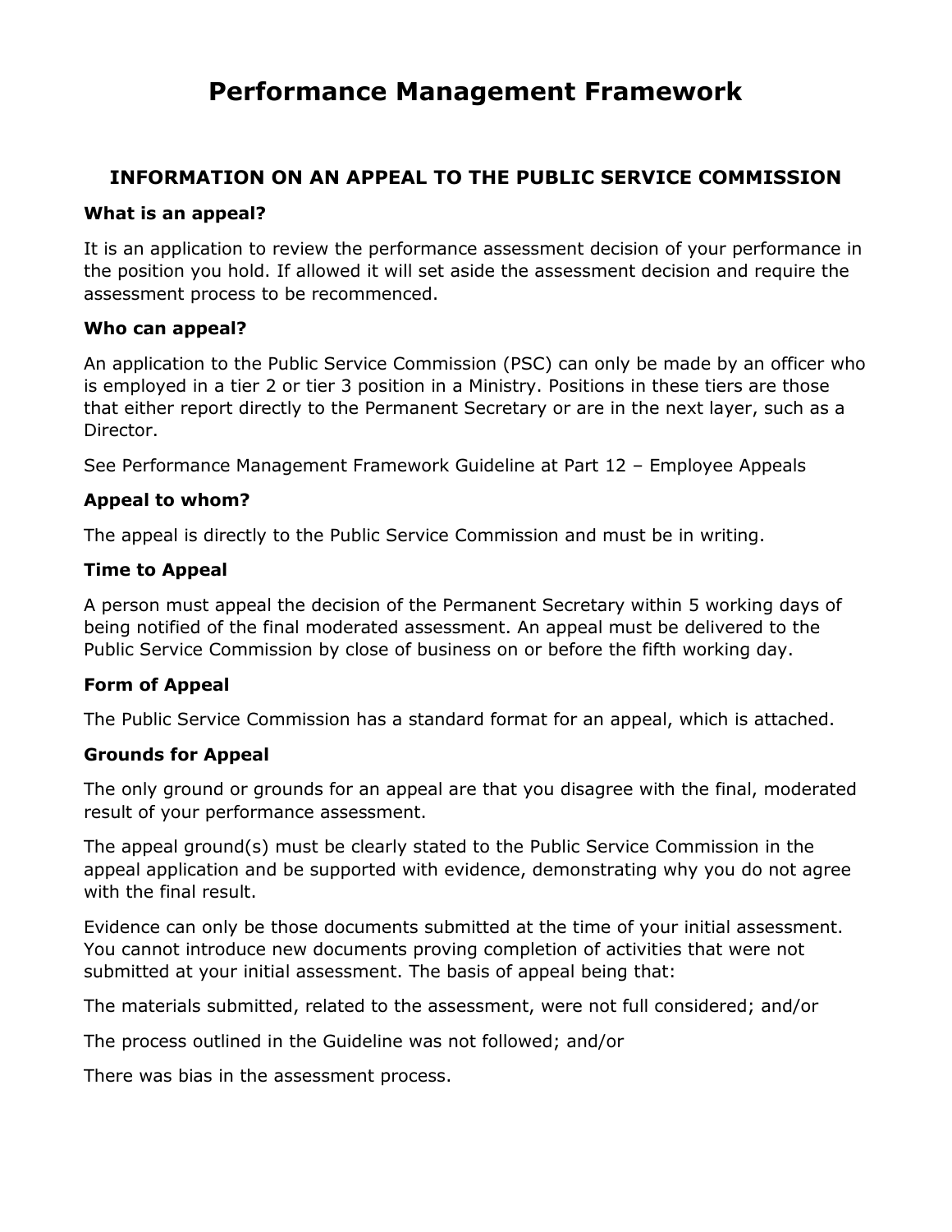# Performance Management Framework

## INFORMATION ON AN APPEAL TO THE PUBLIC SERVICE COMMISSION

### What is an appeal?

It is an application to review the performance assessment decision of your performance in the position you hold. If allowed it will set aside the assessment decision and require the assessment process to be recommenced.

### Who can appeal?

An application to the Public Service Commission (PSC) can only be made by an officer who is employed in a tier 2 or tier 3 position in a Ministry. Positions in these tiers are those that either report directly to the Permanent Secretary or are in the next layer, such as a Director.

See Performance Management Framework Guideline at Part 12 – Employee Appeals

### Appeal to whom?

The appeal is directly to the Public Service Commission and must be in writing.

### Time to Appeal

A person must appeal the decision of the Permanent Secretary within 5 working days of being notified of the final moderated assessment. An appeal must be delivered to the Public Service Commission by close of business on or before the fifth working day.

### Form of Appeal

The Public Service Commission has a standard format for an appeal, which is attached.

### Grounds for Appeal

The only ground or grounds for an appeal are that you disagree with the final, moderated result of your performance assessment.

The appeal ground(s) must be clearly stated to the Public Service Commission in the appeal application and be supported with evidence, demonstrating why you do not agree with the final result.

Evidence can only be those documents submitted at the time of your initial assessment. You cannot introduce new documents proving completion of activities that were not submitted at your initial assessment. The basis of appeal being that:

The materials submitted, related to the assessment, were not full considered; and/or

The process outlined in the Guideline was not followed; and/or

There was bias in the assessment process.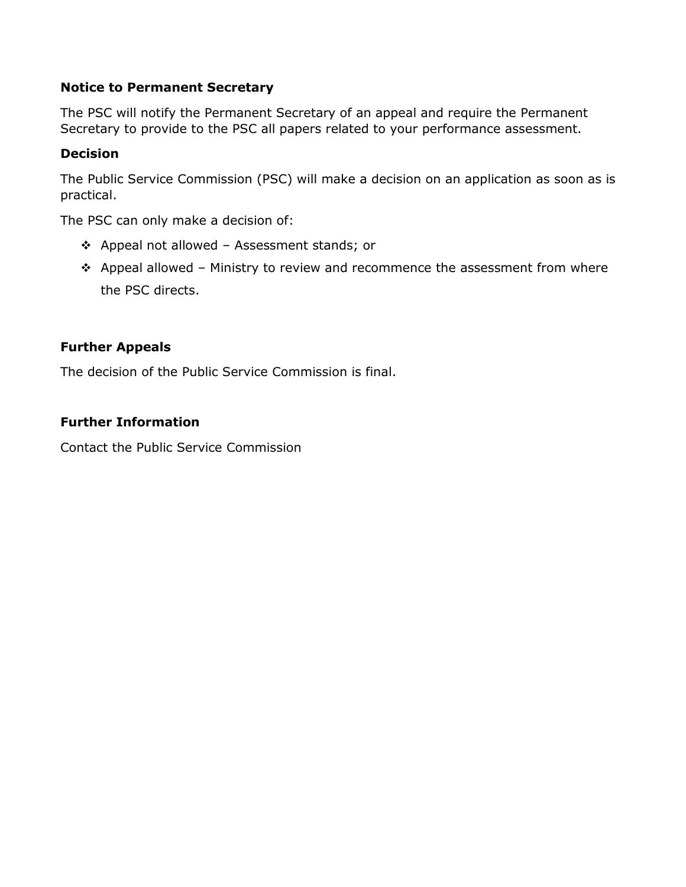### Notice to Permanent Secretary

The PSC will notify the Permanent Secretary of an appeal and require the Permanent Secretary to provide to the PSC all papers related to your performance assessment.

### Decision

The Public Service Commission (PSC) will make a decision on an application as soon as is practical.

The PSC can only make a decision of:

- Appeal not allowed – Assessment stands; or
- Appeal allowed – Ministry to review and recommence the assessment from where the PSC directs.

### Further Appeals

The decision of the Public Service Commission is final.

### Further Information

Contact the Public Service Commission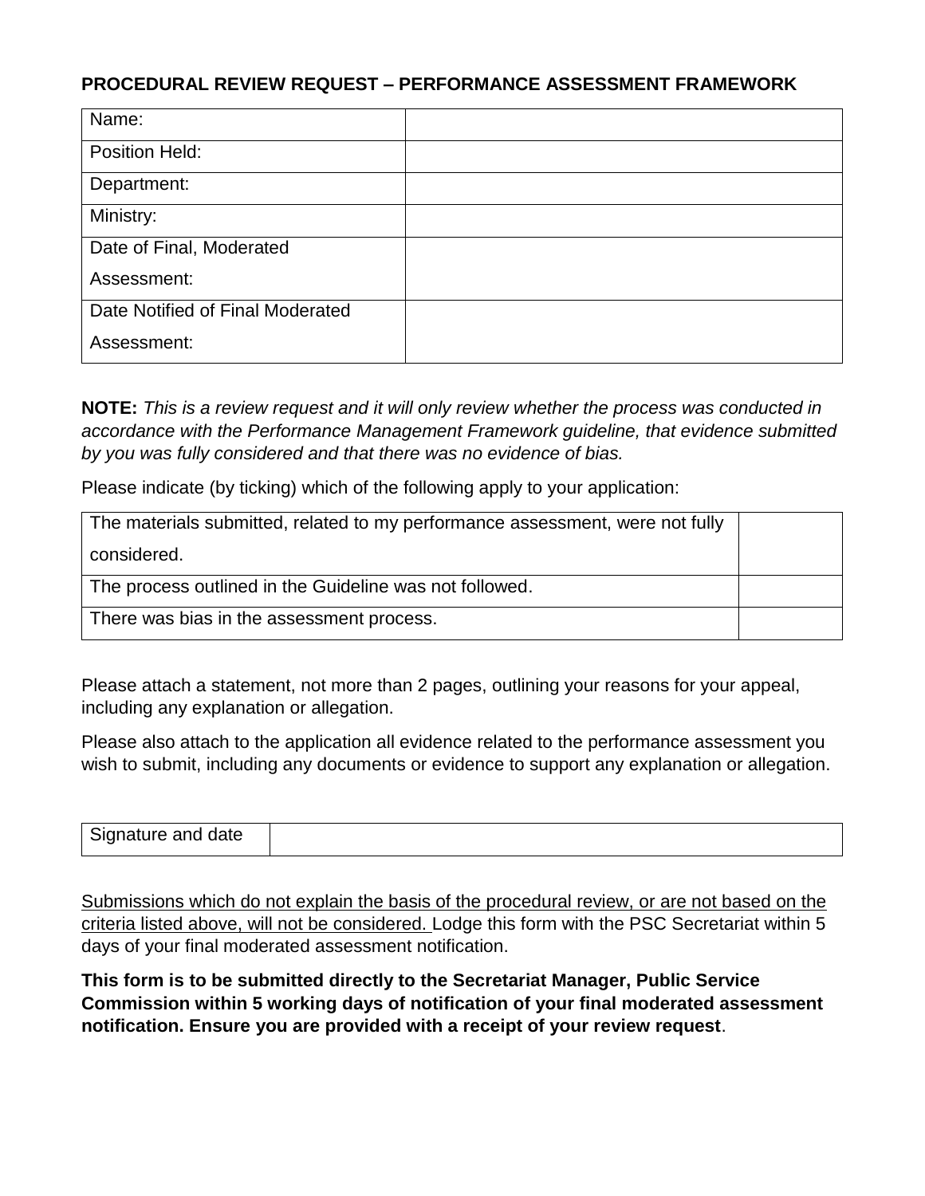**PROCEDURAL REVIEW REQUEST – PERFORMANCE ASSESSMENT FRAMEWORK**

| | |
|---|---|
| Name: | |
| Position Held: | |
| Department: | |
| Ministry: | |
| Date of Final, Moderated Assessment: | |
| Date Notified of Final Moderated Assessment: | |

**NOTE:** *This is a review request and it will only review whether the process was conducted in accordance with the Performance Management Framework guideline, that evidence submitted by you was fully considered and that there was no evidence of bias.*

Please indicate (by ticking) which of the following apply to your application:

| | |
|---|---|
| The materials submitted, related to my performance assessment, were not fully considered. | |
| The process outlined in the Guideline was not followed. | |
| There was bias in the assessment process. | |

Please attach a statement, not more than 2 pages, outlining your reasons for your appeal, including any explanation or allegation.

Please also attach to the application all evidence related to the performance assessment you wish to submit, including any documents or evidence to support any explanation or allegation.

| | |
|---|---|
| Signature and date | |

<u>Submissions which do not explain the basis of the procedural review, or are not based on the criteria listed above, will not be considered.</u> Lodge this form with the PSC Secretariat within 5 days of your final moderated assessment notification.

**This form is to be submitted directly to the Secretariat Manager, Public Service Commission within 5 working days of notification of your final moderated assessment notification. Ensure you are provided with a receipt of your review request**.